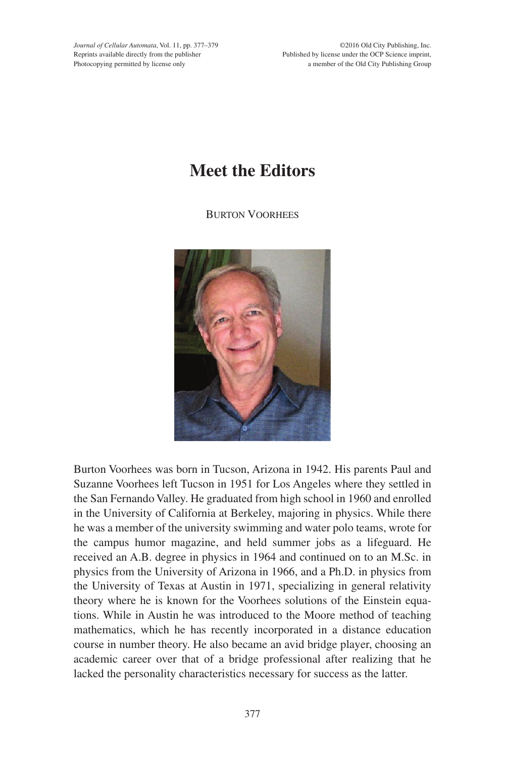# Meet the Editors

BURTON VOORHEES

Burton Voorhees was born in Tucson, Arizona in 1942. His parents Paul and Suzanne Voorhees left Tucson in 1951 for Los Angeles where they settled in the San Fernando Valley. He graduated from high school in 1960 and enrolled in the University of California at Berkeley, majoring in physics. While there he was a member of the university swimming and water polo teams, wrote for the campus humor magazine, and held summer jobs as a lifeguard. He received an A.B. degree in physics in 1964 and continued on to an M.Sc. in physics from the University of Arizona in 1966, and a Ph.D. in physics from the University of Texas at Austin in 1971, specializing in general relativity theory where he is known for the Voorhees solutions of the Einstein equations. While in Austin he was introduced to the Moore method of teaching mathematics, which he has recently incorporated in a distance education course in number theory. He also became an avid bridge player, choosing an academic career over that of a bridge professional after realizing that he lacked the personality characteristics necessary for success as the latter.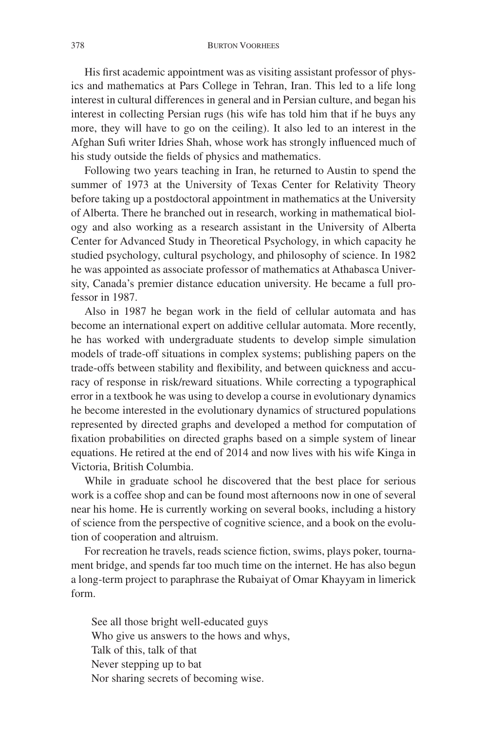His first academic appointment was as visiting assistant professor of physics and mathematics at Pars College in Tehran, Iran. This led to a life long interest in cultural differences in general and in Persian culture, and began his interest in collecting Persian rugs (his wife has told him that if he buys any more, they will have to go on the ceiling). It also led to an interest in the Afghan Sufi writer Idries Shah, whose work has strongly influenced much of his study outside the fields of physics and mathematics.

Following two years teaching in Iran, he returned to Austin to spend the summer of 1973 at the University of Texas Center for Relativity Theory before taking up a postdoctoral appointment in mathematics at the University of Alberta. There he branched out in research, working in mathematical biology and also working as a research assistant in the University of Alberta Center for Advanced Study in Theoretical Psychology, in which capacity he studied psychology, cultural psychology, and philosophy of science. In 1982 he was appointed as associate professor of mathematics at Athabasca University, Canada's premier distance education university. He became a full professor in 1987.

Also in 1987 he began work in the field of cellular automata and has become an international expert on additive cellular automata. More recently, he has worked with undergraduate students to develop simple simulation models of trade-off situations in complex systems; publishing papers on the trade-offs between stability and flexibility, and between quickness and accuracy of response in risk/reward situations. While correcting a typographical error in a textbook he was using to develop a course in evolutionary dynamics he become interested in the evolutionary dynamics of structured populations represented by directed graphs and developed a method for computation of fixation probabilities on directed graphs based on a simple system of linear equations. He retired at the end of 2014 and now lives with his wife Kinga in Victoria, British Columbia.

While in graduate school he discovered that the best place for serious work is a coffee shop and can be found most afternoons now in one of several near his home. He is currently working on several books, including a history of science from the perspective of cognitive science, and a book on the evolution of cooperation and altruism.

For recreation he travels, reads science fiction, swims, plays poker, tournament bridge, and spends far too much time on the internet. He has also begun a long-term project to paraphrase the Rubaiyat of Omar Khayyam in limerick form.

> See all those bright well-educated guys
> Who give us answers to the hows and whys,
> Talk of this, talk of that
> Never stepping up to bat
> Nor sharing secrets of becoming wise.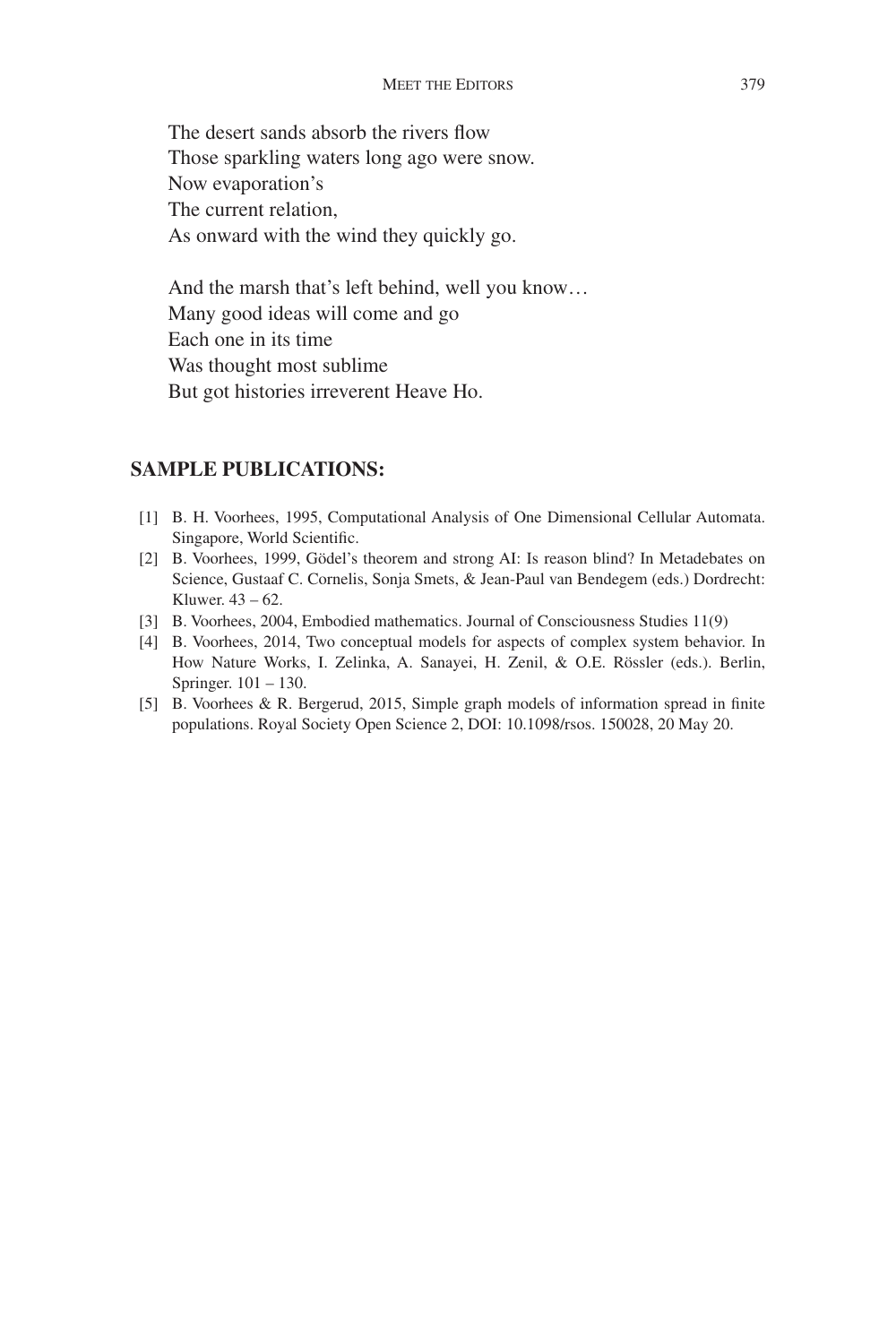The desert sands absorb the rivers flow  
Those sparkling waters long ago were snow.  
Now evaporation's  
The current relation,  
As onward with the wind they quickly go.

And the marsh that's left behind, well you know…  
Many good ideas will come and go  
Each one in its time  
Was thought most sublime  
But got histories irreverent Heave Ho.

## SAMPLE PUBLICATIONS:

[1] B. H. Voorhees, 1995, Computational Analysis of One Dimensional Cellular Automata. Singapore, World Scientific.

[2] B. Voorhees, 1999, Gödel's theorem and strong AI: Is reason blind? In Metadebates on Science, Gustaaf C. Cornelis, Sonja Smets, & Jean-Paul van Bendegem (eds.) Dordrecht: Kluwer. 43 – 62.

[3] B. Voorhees, 2004, Embodied mathematics. Journal of Consciousness Studies 11(9)

[4] B. Voorhees, 2014, Two conceptual models for aspects of complex system behavior. In How Nature Works, I. Zelinka, A. Sanayei, H. Zenil, & O.E. Rössler (eds.). Berlin, Springer. 101 – 130.

[5] B. Voorhees & R. Bergerud, 2015, Simple graph models of information spread in finite populations. Royal Society Open Science 2, DOI: 10.1098/rsos. 150028, 20 May 20.